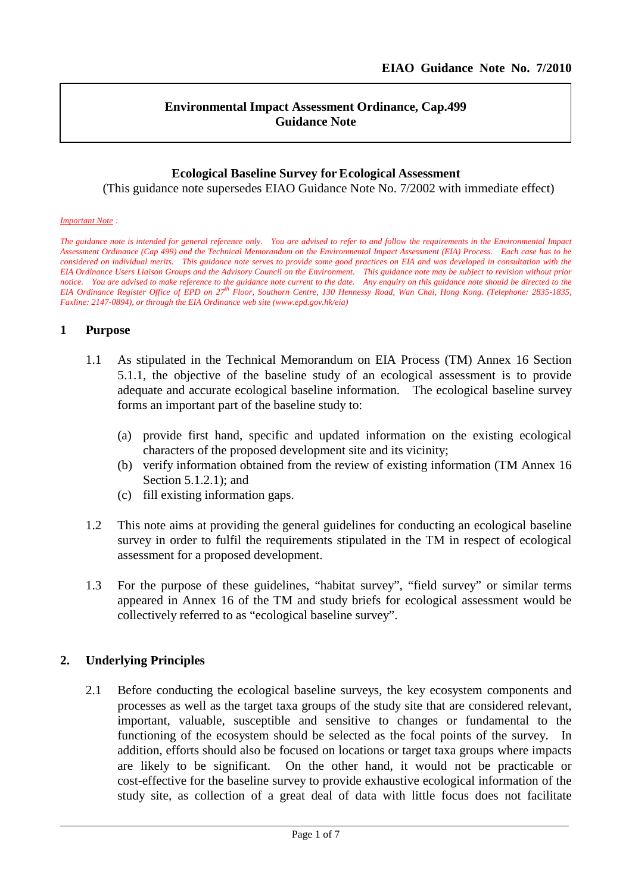**EIAO Guidance Note No. 7/2010**

**Environmental Impact Assessment Ordinance, Cap.499**
**Guidance Note**

# Ecological Baseline Survey for Ecological Assessment

(This guidance note supersedes EIAO Guidance Note No. 7/2002 with immediate effect)

*Important Note :*

*The guidance note is intended for general reference only. You are advised to refer to and follow the requirements in the Environmental Impact Assessment Ordinance (Cap 499) and the Technical Memorandum on the Environmental Impact Assessment (EIA) Process. Each case has to be considered on individual merits. This guidance note serves to provide some good practices on EIA and was developed in consultation with the EIA Ordinance Users Liaison Groups and the Advisory Council on the Environment. This guidance note may be subject to revision without prior notice. You are advised to make reference to the guidance note current to the date. Any enquiry on this guidance note should be directed to the EIA Ordinance Register Office of EPD on 27th Floor, Southorn Centre, 130 Hennessy Road, Wan Chai, Hong Kong. (Telephone: 2835-1835, Faxline: 2147-0894), or through the EIA Ordinance web site (www.epd.gov.hk/eia)*

## 1 Purpose

1.1 As stipulated in the Technical Memorandum on EIA Process (TM) Annex 16 Section 5.1.1, the objective of the baseline study of an ecological assessment is to provide adequate and accurate ecological baseline information. The ecological baseline survey forms an important part of the baseline study to:

(a) provide first hand, specific and updated information on the existing ecological characters of the proposed development site and its vicinity;
(b) verify information obtained from the review of existing information (TM Annex 16 Section 5.1.2.1); and
(c) fill existing information gaps.

1.2 This note aims at providing the general guidelines for conducting an ecological baseline survey in order to fulfil the requirements stipulated in the TM in respect of ecological assessment for a proposed development.

1.3 For the purpose of these guidelines, "habitat survey", "field survey" or similar terms appeared in Annex 16 of the TM and study briefs for ecological assessment would be collectively referred to as "ecological baseline survey".

## 2. Underlying Principles

2.1 Before conducting the ecological baseline surveys, the key ecosystem components and processes as well as the target taxa groups of the study site that are considered relevant, important, valuable, susceptible and sensitive to changes or fundamental to the functioning of the ecosystem should be selected as the focal points of the survey. In addition, efforts should also be focused on locations or target taxa groups where impacts are likely to be significant. On the other hand, it would not be practicable or cost-effective for the baseline survey to provide exhaustive ecological information of the study site, as collection of a great deal of data with little focus does not facilitate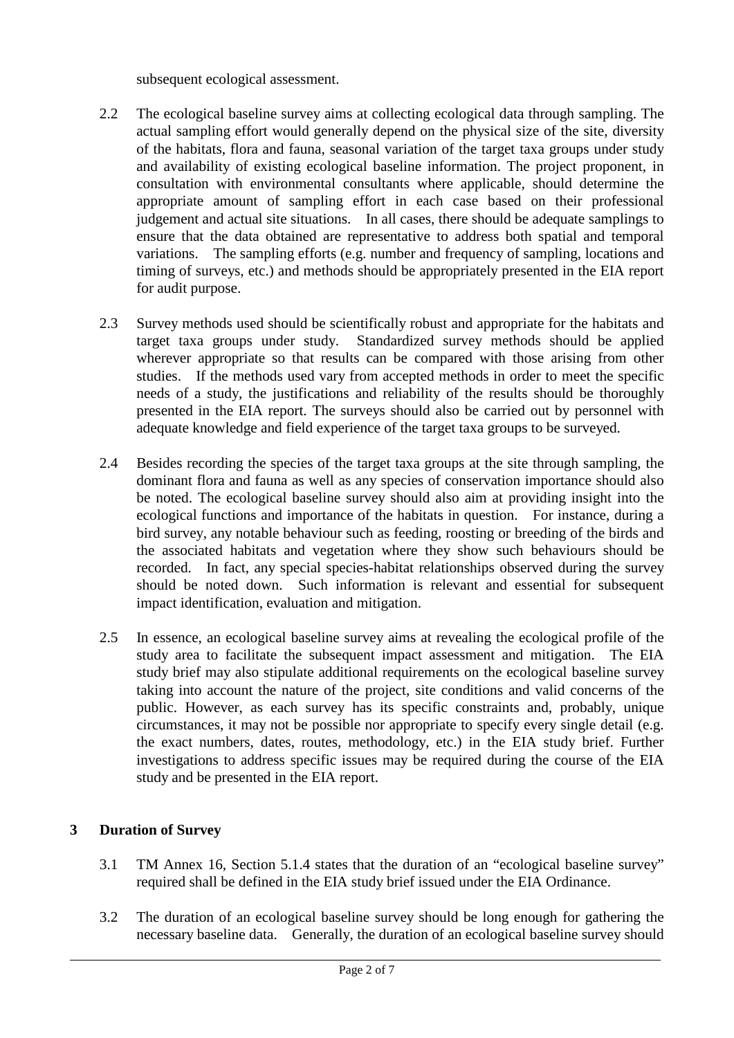subsequent ecological assessment.

2.2 The ecological baseline survey aims at collecting ecological data through sampling. The actual sampling effort would generally depend on the physical size of the site, diversity of the habitats, flora and fauna, seasonal variation of the target taxa groups under study and availability of existing ecological baseline information. The project proponent, in consultation with environmental consultants where applicable, should determine the appropriate amount of sampling effort in each case based on their professional judgement and actual site situations. In all cases, there should be adequate samplings to ensure that the data obtained are representative to address both spatial and temporal variations. The sampling efforts (e.g. number and frequency of sampling, locations and timing of surveys, etc.) and methods should be appropriately presented in the EIA report for audit purpose.

2.3 Survey methods used should be scientifically robust and appropriate for the habitats and target taxa groups under study. Standardized survey methods should be applied wherever appropriate so that results can be compared with those arising from other studies. If the methods used vary from accepted methods in order to meet the specific needs of a study, the justifications and reliability of the results should be thoroughly presented in the EIA report. The surveys should also be carried out by personnel with adequate knowledge and field experience of the target taxa groups to be surveyed.

2.4 Besides recording the species of the target taxa groups at the site through sampling, the dominant flora and fauna as well as any species of conservation importance should also be noted. The ecological baseline survey should also aim at providing insight into the ecological functions and importance of the habitats in question. For instance, during a bird survey, any notable behaviour such as feeding, roosting or breeding of the birds and the associated habitats and vegetation where they show such behaviours should be recorded. In fact, any special species-habitat relationships observed during the survey should be noted down. Such information is relevant and essential for subsequent impact identification, evaluation and mitigation.

2.5 In essence, an ecological baseline survey aims at revealing the ecological profile of the study area to facilitate the subsequent impact assessment and mitigation. The EIA study brief may also stipulate additional requirements on the ecological baseline survey taking into account the nature of the project, site conditions and valid concerns of the public. However, as each survey has its specific constraints and, probably, unique circumstances, it may not be possible nor appropriate to specify every single detail (e.g. the exact numbers, dates, routes, methodology, etc.) in the EIA study brief. Further investigations to address specific issues may be required during the course of the EIA study and be presented in the EIA report.

## 3 Duration of Survey

3.1 TM Annex 16, Section 5.1.4 states that the duration of an "ecological baseline survey" required shall be defined in the EIA study brief issued under the EIA Ordinance.

3.2 The duration of an ecological baseline survey should be long enough for gathering the necessary baseline data. Generally, the duration of an ecological baseline survey should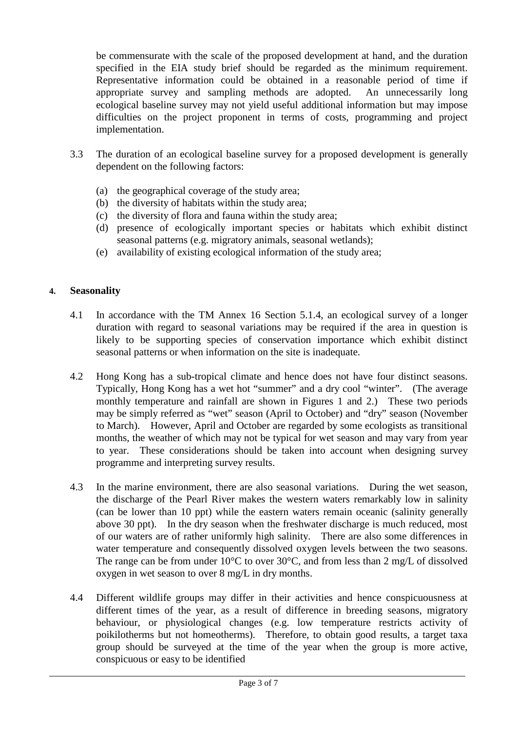be commensurate with the scale of the proposed development at hand, and the duration specified in the EIA study brief should be regarded as the minimum requirement. Representative information could be obtained in a reasonable period of time if appropriate survey and sampling methods are adopted. An unnecessarily long ecological baseline survey may not yield useful additional information but may impose difficulties on the project proponent in terms of costs, programming and project implementation.

3.3 The duration of an ecological baseline survey for a proposed development is generally dependent on the following factors:

(a) the geographical coverage of the study area;
(b) the diversity of habitats within the study area;
(c) the diversity of flora and fauna within the study area;
(d) presence of ecologically important species or habitats which exhibit distinct seasonal patterns (e.g. migratory animals, seasonal wetlands);
(e) availability of existing ecological information of the study area;

## 4. Seasonality

4.1 In accordance with the TM Annex 16 Section 5.1.4, an ecological survey of a longer duration with regard to seasonal variations may be required if the area in question is likely to be supporting species of conservation importance which exhibit distinct seasonal patterns or when information on the site is inadequate.

4.2 Hong Kong has a sub-tropical climate and hence does not have four distinct seasons. Typically, Hong Kong has a wet hot "summer" and a dry cool "winter". (The average monthly temperature and rainfall are shown in Figures 1 and 2.) These two periods may be simply referred as "wet" season (April to October) and "dry" season (November to March). However, April and October are regarded by some ecologists as transitional months, the weather of which may not be typical for wet season and may vary from year to year. These considerations should be taken into account when designing survey programme and interpreting survey results.

4.3 In the marine environment, there are also seasonal variations. During the wet season, the discharge of the Pearl River makes the western waters remarkably low in salinity (can be lower than 10 ppt) while the eastern waters remain oceanic (salinity generally above 30 ppt). In the dry season when the freshwater discharge is much reduced, most of our waters are of rather uniformly high salinity. There are also some differences in water temperature and consequently dissolved oxygen levels between the two seasons. The range can be from under 10°C to over 30°C, and from less than 2 mg/L of dissolved oxygen in wet season to over 8 mg/L in dry months.

4.4 Different wildlife groups may differ in their activities and hence conspicuousness at different times of the year, as a result of difference in breeding seasons, migratory behaviour, or physiological changes (e.g. low temperature restricts activity of poikilotherms but not homeotherms). Therefore, to obtain good results, a target taxa group should be surveyed at the time of the year when the group is more active, conspicuous or easy to be identified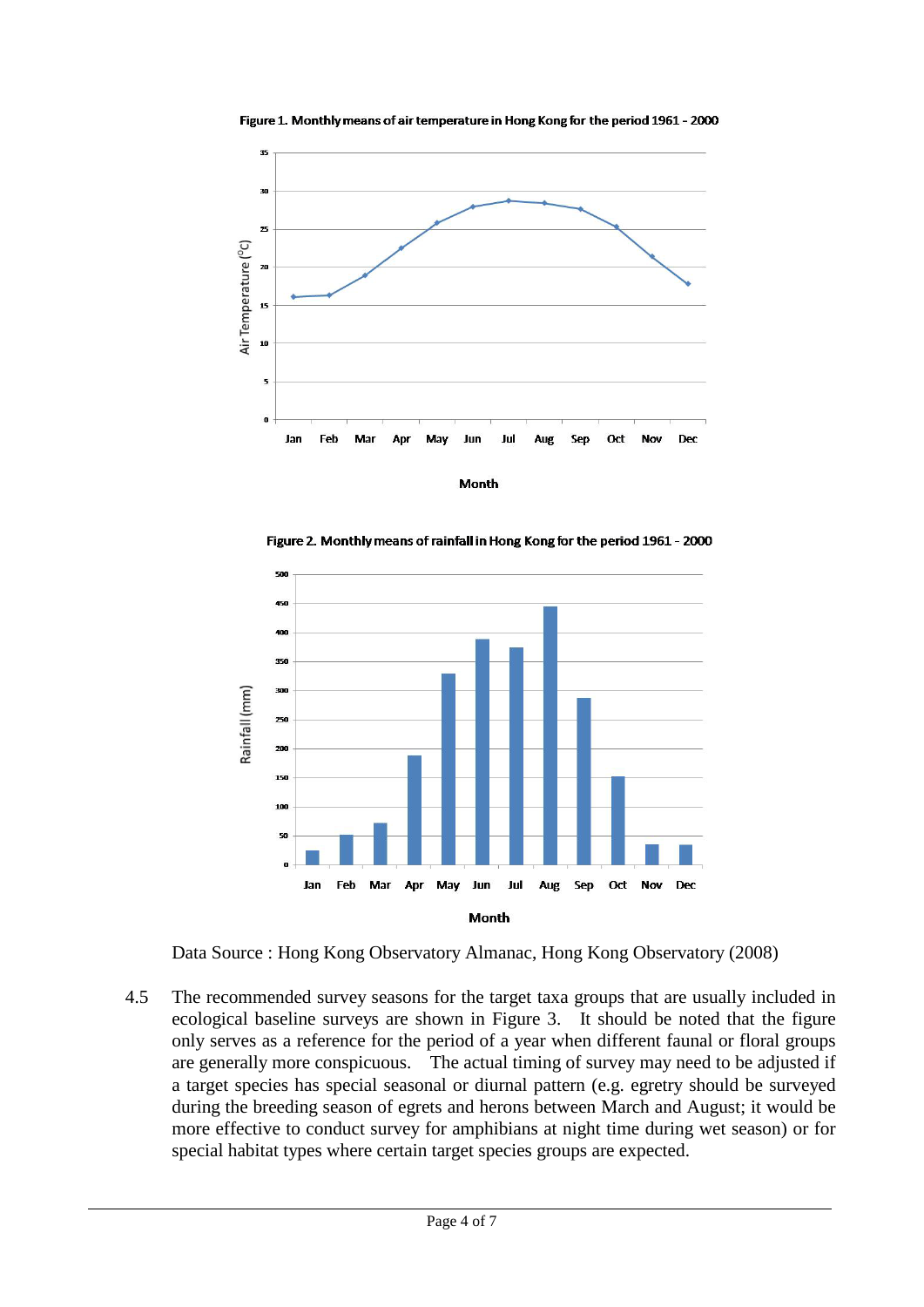**Figure 1. Monthly means of air temperature in Hong Kong for the period 1961 - 2000**

**Figure 2. Monthly means of rainfall in Hong Kong for the period 1961 - 2000**

Data Source : Hong Kong Observatory Almanac, Hong Kong Observatory (2008)

4.5 The recommended survey seasons for the target taxa groups that are usually included in ecological baseline surveys are shown in Figure 3. It should be noted that the figure only serves as a reference for the period of a year when different faunal or floral groups are generally more conspicuous. The actual timing of survey may need to be adjusted if a target species has special seasonal or diurnal pattern (e.g. egretry should be surveyed during the breeding season of egrets and herons between March and August; it would be more effective to conduct survey for amphibians at night time during wet season) or for special habitat types where certain target species groups are expected.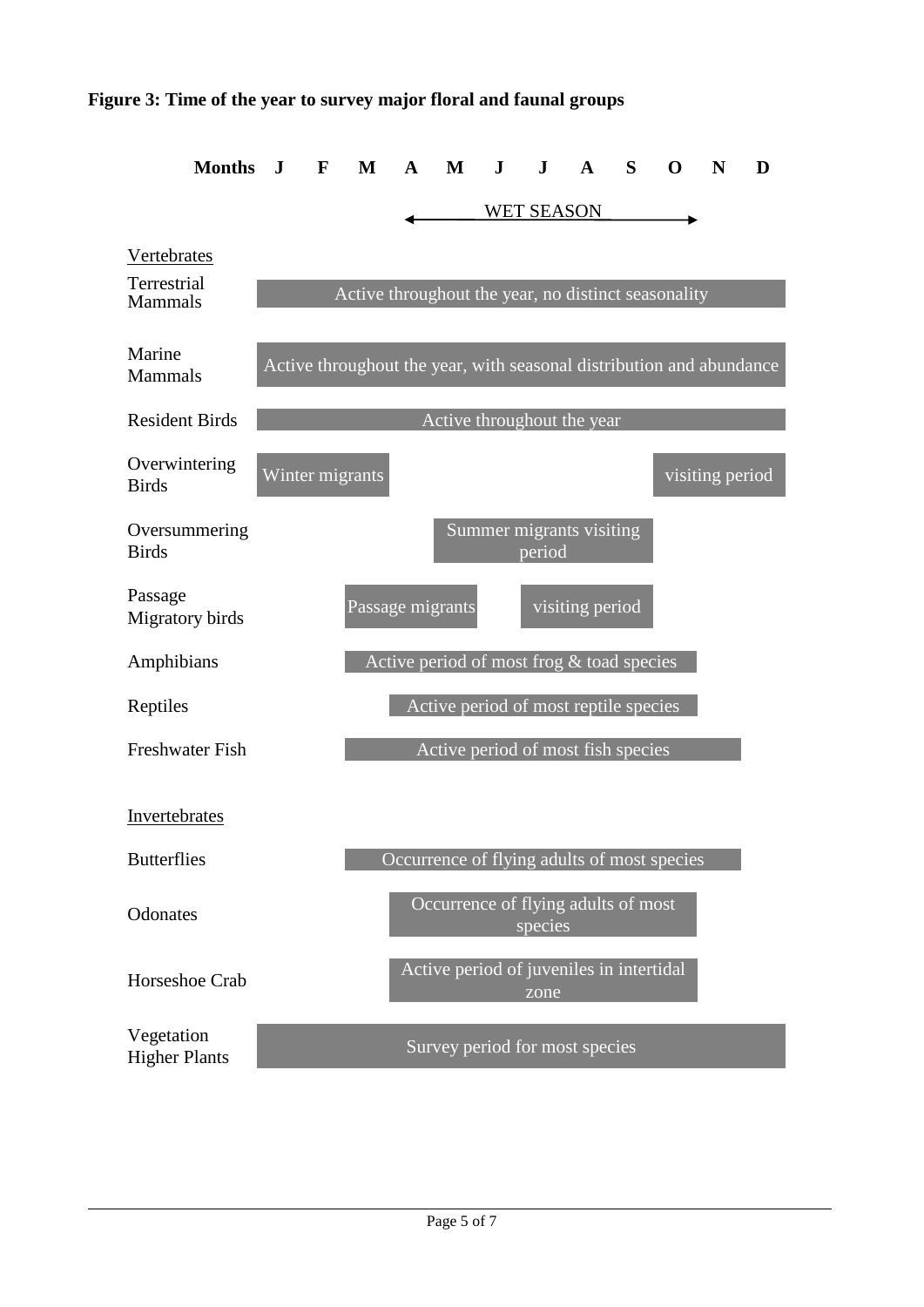**Figure 3: Time of the year to survey major floral and faunal groups**

| Months | J | F | M | A | M | J | J | A | S | O | N | D |
|---|---|---|---|---|---|---|---|---|---|---|---|---|
| | | | | ← WET SEASON → | | | | | | | | |
| **Vertebrates** | | | | | | | | | | | | |
| Terrestrial Mammals | Active throughout the year, no distinct seasonality | | | | | | | | | | | |
| Marine Mammals | Active throughout the year, with seasonal distribution and abundance | | | | | | | | | | | |
| Resident Birds | Active throughout the year | | | | | | | | | | | |
| Overwintering Birds | Winter migrants | | | | | | | | | visiting period | | |
| Oversummering Birds | | | | | Summer migrants visiting period | | | | | | | |
| Passage Migratory birds | | | Passage migrants | | | | visiting period | | | | | |
| Amphibians | | | Active period of most frog & toad species | | | | | | | | | |
| Reptiles | | | | Active period of most reptile species | | | | | | | | |
| Freshwater Fish | | | Active period of most fish species | | | | | | | | | |
| **Invertebrates** | | | | | | | | | | | | |
| Butterflies | | | Occurrence of flying adults of most species | | | | | | | | | |
| Odonates | | | | Occurrence of flying adults of most species | | | | | | | | |
| Horseshoe Crab | | | | Active period of juveniles in intertidal zone | | | | | | | | |
| Vegetation Higher Plants | Survey period for most species | | | | | | | | | | | |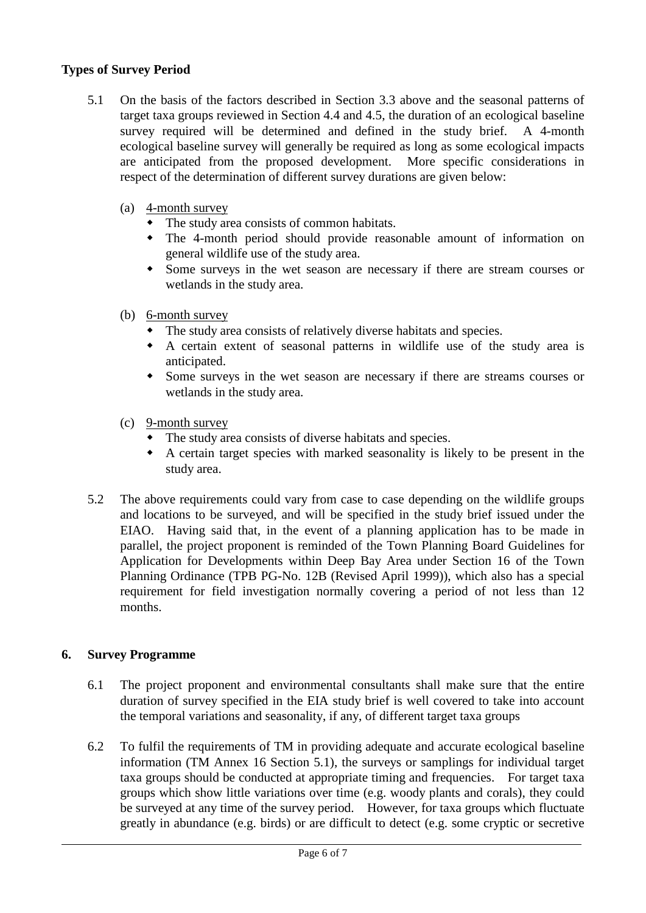**Types of Survey Period**

5.1 On the basis of the factors described in Section 3.3 above and the seasonal patterns of target taxa groups reviewed in Section 4.4 and 4.5, the duration of an ecological baseline survey required will be determined and defined in the study brief. A 4-month ecological baseline survey will generally be required as long as some ecological impacts are anticipated from the proposed development. More specific considerations in respect of the determination of different survey durations are given below:

(a) <u>4-month survey</u>
- The study area consists of common habitats.
- The 4-month period should provide reasonable amount of information on general wildlife use of the study area.
- Some surveys in the wet season are necessary if there are stream courses or wetlands in the study area.

(b) <u>6-month survey</u>
- The study area consists of relatively diverse habitats and species.
- A certain extent of seasonal patterns in wildlife use of the study area is anticipated.
- Some surveys in the wet season are necessary if there are streams courses or wetlands in the study area.

(c) <u>9-month survey</u>
- The study area consists of diverse habitats and species.
- A certain target species with marked seasonality is likely to be present in the study area.

5.2 The above requirements could vary from case to case depending on the wildlife groups and locations to be surveyed, and will be specified in the study brief issued under the EIAO. Having said that, in the event of a planning application has to be made in parallel, the project proponent is reminded of the Town Planning Board Guidelines for Application for Developments within Deep Bay Area under Section 16 of the Town Planning Ordinance (TPB PG-No. 12B (Revised April 1999)), which also has a special requirement for field investigation normally covering a period of not less than 12 months.

## 6. Survey Programme

6.1 The project proponent and environmental consultants shall make sure that the entire duration of survey specified in the EIA study brief is well covered to take into account the temporal variations and seasonality, if any, of different target taxa groups

6.2 To fulfil the requirements of TM in providing adequate and accurate ecological baseline information (TM Annex 16 Section 5.1), the surveys or samplings for individual target taxa groups should be conducted at appropriate timing and frequencies. For target taxa groups which show little variations over time (e.g. woody plants and corals), they could be surveyed at any time of the survey period. However, for taxa groups which fluctuate greatly in abundance (e.g. birds) or are difficult to detect (e.g. some cryptic or secretive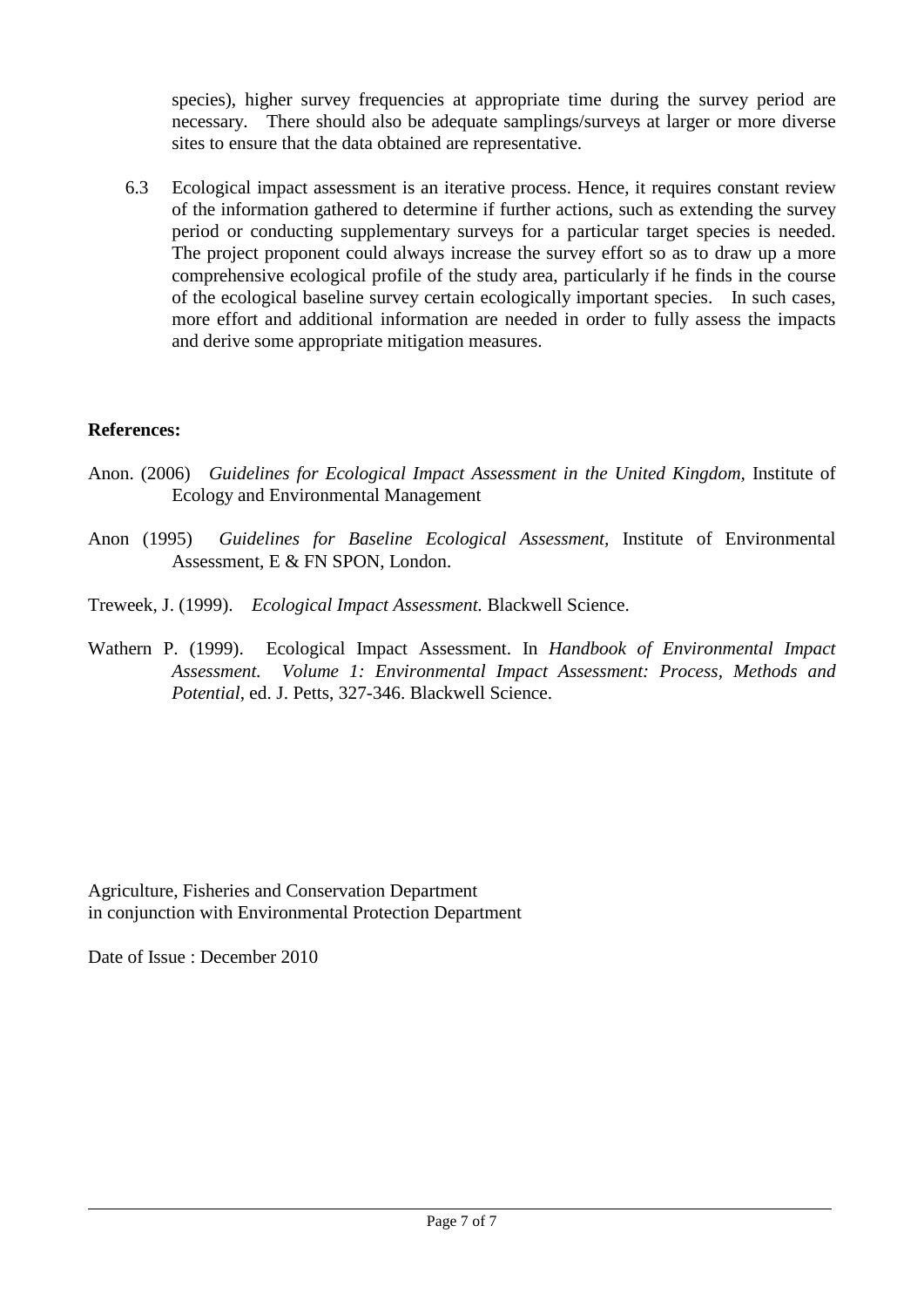species), higher survey frequencies at appropriate time during the survey period are necessary. There should also be adequate samplings/surveys at larger or more diverse sites to ensure that the data obtained are representative.

6.3 Ecological impact assessment is an iterative process. Hence, it requires constant review of the information gathered to determine if further actions, such as extending the survey period or conducting supplementary surveys for a particular target species is needed. The project proponent could always increase the survey effort so as to draw up a more comprehensive ecological profile of the study area, particularly if he finds in the course of the ecological baseline survey certain ecologically important species. In such cases, more effort and additional information are needed in order to fully assess the impacts and derive some appropriate mitigation measures.

**References:**

Anon. (2006) *Guidelines for Ecological Impact Assessment in the United Kingdom*, Institute of Ecology and Environmental Management

Anon (1995) *Guidelines for Baseline Ecological Assessment*, Institute of Environmental Assessment, E & FN SPON, London.

Treweek, J. (1999). *Ecological Impact Assessment.* Blackwell Science.

Wathern P. (1999). Ecological Impact Assessment. In *Handbook of Environmental Impact Assessment. Volume 1: Environmental Impact Assessment: Process, Methods and Potential*, ed. J. Petts, 327-346. Blackwell Science.

Agriculture, Fisheries and Conservation Department
in conjunction with Environmental Protection Department

Date of Issue : December 2010